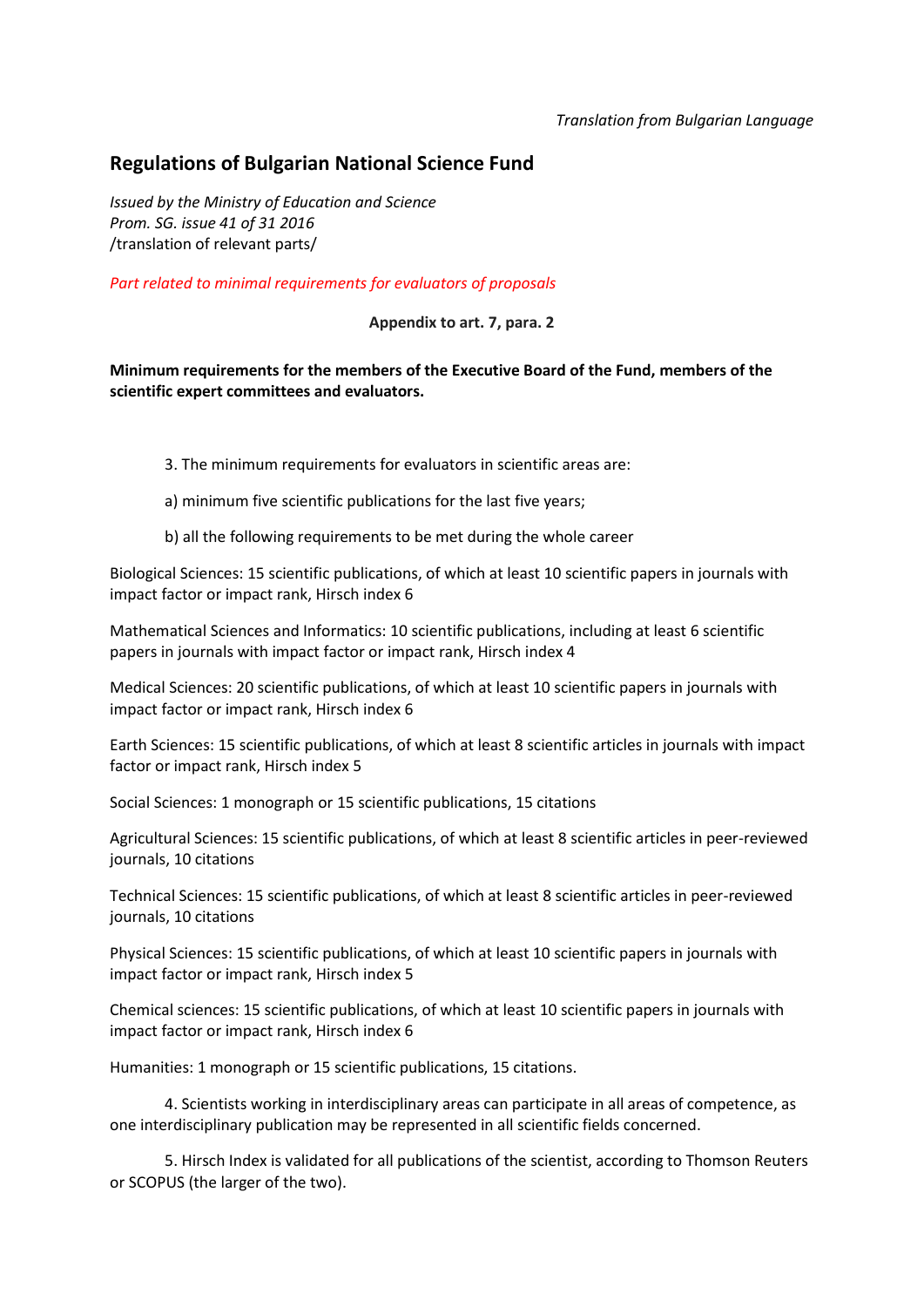*Translation from Bulgarian Language*

# Regulations of Bulgarian National Science Fund

*Issued by the Ministry of Education and Science*
*Prom. SG. issue 41 of 31 2016*
/translation of relevant parts/

*Part related to minimal requirements for evaluators of proposals*

**Appendix to art. 7, para. 2**

**Minimum requirements for the members of the Executive Board of the Fund, members of the scientific expert committees and evaluators.**

3. The minimum requirements for evaluators in scientific areas are:

a) minimum five scientific publications for the last five years;

b) all the following requirements to be met during the whole career

Biological Sciences: 15 scientific publications, of which at least 10 scientific papers in journals with impact factor or impact rank, Hirsch index 6

Mathematical Sciences and Informatics: 10 scientific publications, including at least 6 scientific papers in journals with impact factor or impact rank, Hirsch index 4

Medical Sciences: 20 scientific publications, of which at least 10 scientific papers in journals with impact factor or impact rank, Hirsch index 6

Earth Sciences: 15 scientific publications, of which at least 8 scientific articles in journals with impact factor or impact rank, Hirsch index 5

Social Sciences: 1 monograph or 15 scientific publications, 15 citations

Agricultural Sciences: 15 scientific publications, of which at least 8 scientific articles in peer-reviewed journals, 10 citations

Technical Sciences: 15 scientific publications, of which at least 8 scientific articles in peer-reviewed journals, 10 citations

Physical Sciences: 15 scientific publications, of which at least 10 scientific papers in journals with impact factor or impact rank, Hirsch index 5

Chemical sciences: 15 scientific publications, of which at least 10 scientific papers in journals with impact factor or impact rank, Hirsch index 6

Humanities: 1 monograph or 15 scientific publications, 15 citations.

4. Scientists working in interdisciplinary areas can participate in all areas of competence, as one interdisciplinary publication may be represented in all scientific fields concerned.

5. Hirsch Index is validated for all publications of the scientist, according to Thomson Reuters or SCOPUS (the larger of the two).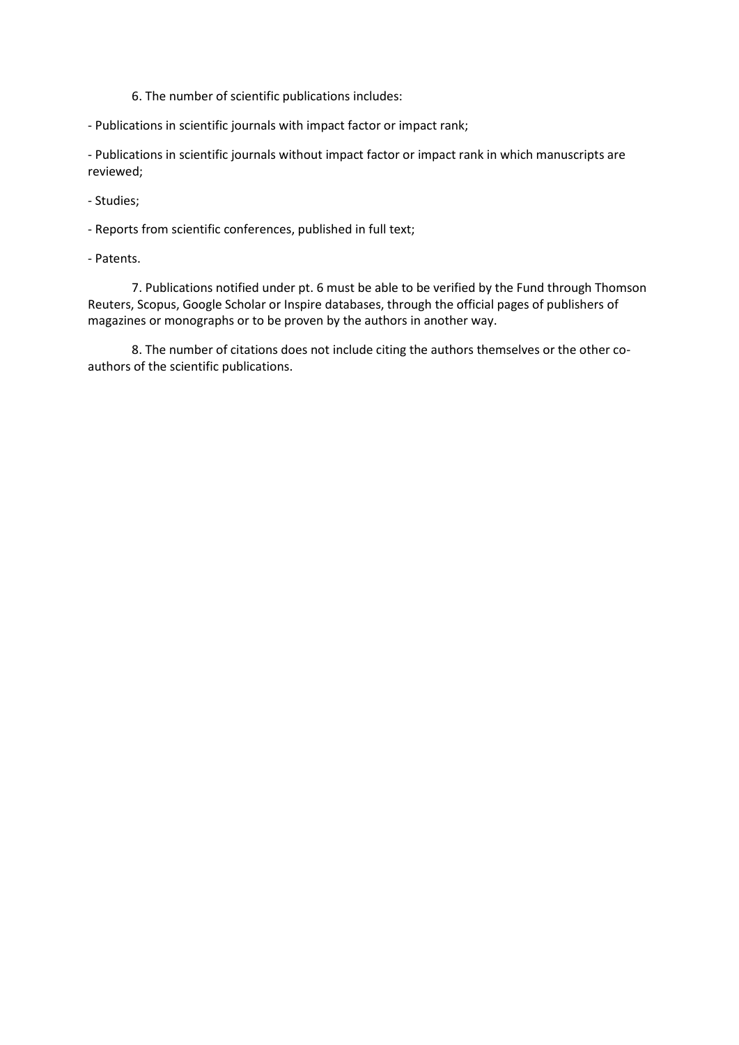6. The number of scientific publications includes:

- Publications in scientific journals with impact factor or impact rank;

- Publications in scientific journals without impact factor or impact rank in which manuscripts are reviewed;

- Studies;

- Reports from scientific conferences, published in full text;

- Patents.

7. Publications notified under pt. 6 must be able to be verified by the Fund through Thomson Reuters, Scopus, Google Scholar or Inspire databases, through the official pages of publishers of magazines or monographs or to be proven by the authors in another way.

8. The number of citations does not include citing the authors themselves or the other co-authors of the scientific publications.